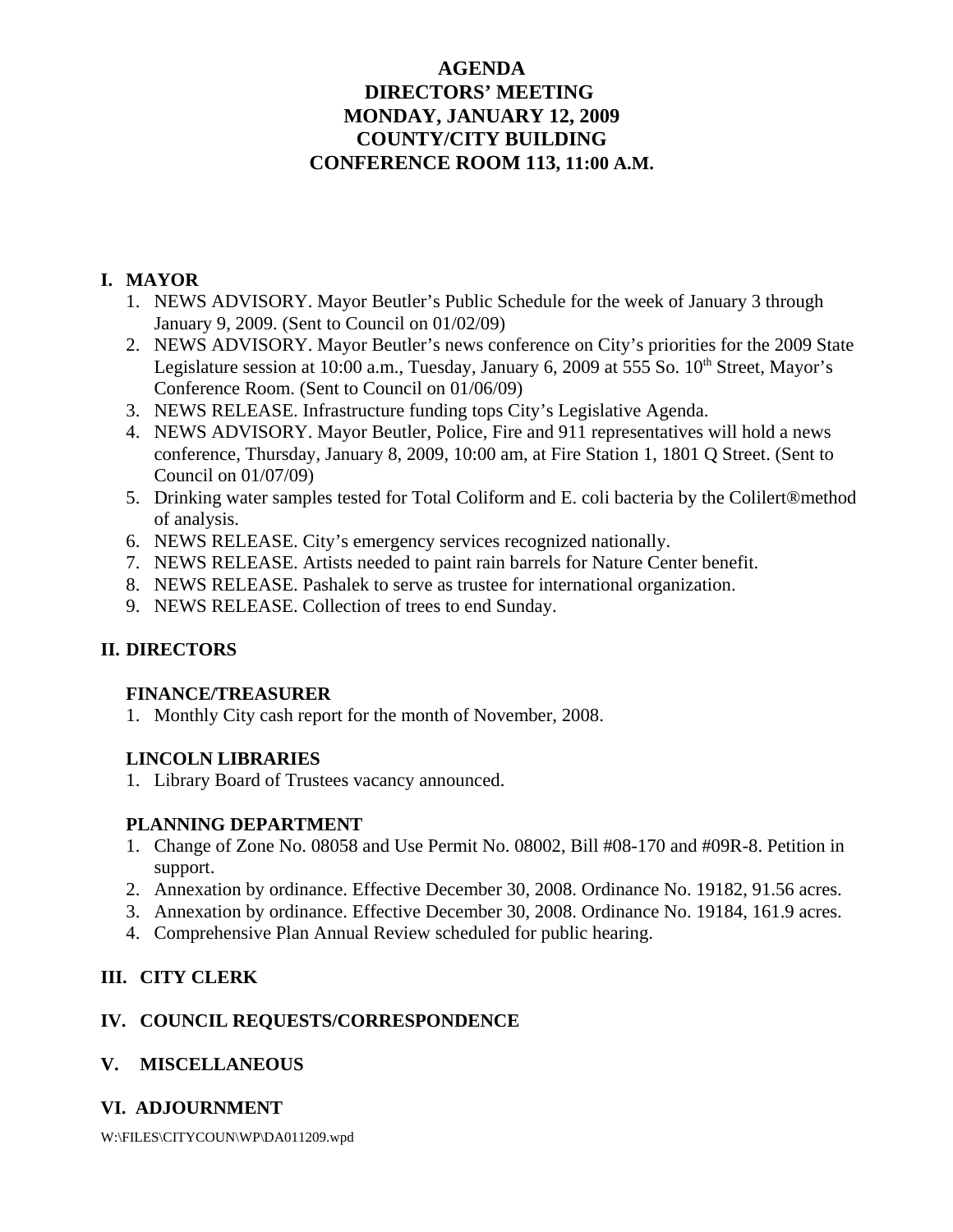# AGENDA
# DIRECTORS' MEETING
# MONDAY, JANUARY 12, 2009
# COUNTY/CITY BUILDING
# CONFERENCE ROOM 113, 11:00 A.M.

## I. MAYOR

1. NEWS ADVISORY. Mayor Beutler's Public Schedule for the week of January 3 through January 9, 2009. (Sent to Council on 01/02/09)
2. NEWS ADVISORY. Mayor Beutler's news conference on City's priorities for the 2009 State Legislature session at 10:00 a.m., Tuesday, January 6, 2009 at 555 So. 10th Street, Mayor's Conference Room. (Sent to Council on 01/06/09)
3. NEWS RELEASE. Infrastructure funding tops City's Legislative Agenda.
4. NEWS ADVISORY. Mayor Beutler, Police, Fire and 911 representatives will hold a news conference, Thursday, January 8, 2009, 10:00 am, at Fire Station 1, 1801 Q Street. (Sent to Council on 01/07/09)
5. Drinking water samples tested for Total Coliform and E. coli bacteria by the Colilert®method of analysis.
6. NEWS RELEASE. City's emergency services recognized nationally.
7. NEWS RELEASE. Artists needed to paint rain barrels for Nature Center benefit.
8. NEWS RELEASE. Pashalek to serve as trustee for international organization.
9. NEWS RELEASE. Collection of trees to end Sunday.

## II. DIRECTORS

### FINANCE/TREASURER

1. Monthly City cash report for the month of November, 2008.

### LINCOLN LIBRARIES

1. Library Board of Trustees vacancy announced.

### PLANNING DEPARTMENT

1. Change of Zone No. 08058 and Use Permit No. 08002, Bill #08-170 and #09R-8. Petition in support.
2. Annexation by ordinance. Effective December 30, 2008. Ordinance No. 19182, 91.56 acres.
3. Annexation by ordinance. Effective December 30, 2008. Ordinance No. 19184, 161.9 acres.
4. Comprehensive Plan Annual Review scheduled for public hearing.

## III. CITY CLERK

## IV. COUNCIL REQUESTS/CORRESPONDENCE

## V. MISCELLANEOUS

## VI. ADJOURNMENT

W:\FILES\CITYCOUN\WP\DA011209.wpd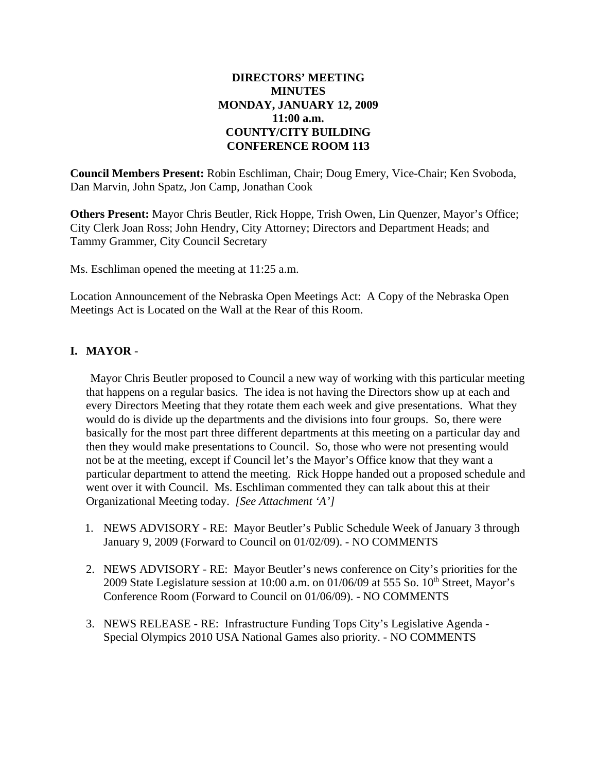**DIRECTORS' MEETING**
**MINUTES**
**MONDAY, JANUARY 12, 2009**
**11:00 a.m.**
**COUNTY/CITY BUILDING**
**CONFERENCE ROOM 113**

**Council Members Present:** Robin Eschliman, Chair; Doug Emery, Vice-Chair; Ken Svoboda, Dan Marvin, John Spatz, Jon Camp, Jonathan Cook

**Others Present:** Mayor Chris Beutler, Rick Hoppe, Trish Owen, Lin Quenzer, Mayor's Office; City Clerk Joan Ross; John Hendry, City Attorney; Directors and Department Heads; and Tammy Grammer, City Council Secretary

Ms. Eschliman opened the meeting at 11:25 a.m.

Location Announcement of the Nebraska Open Meetings Act: A Copy of the Nebraska Open Meetings Act is Located on the Wall at the Rear of this Room.

## I. MAYOR -

Mayor Chris Beutler proposed to Council a new way of working with this particular meeting that happens on a regular basics. The idea is not having the Directors show up at each and every Directors Meeting that they rotate them each week and give presentations. What they would do is divide up the departments and the divisions into four groups. So, there were basically for the most part three different departments at this meeting on a particular day and then they would make presentations to Council. So, those who were not presenting would not be at the meeting, except if Council let's the Mayor's Office know that they want a particular department to attend the meeting. Rick Hoppe handed out a proposed schedule and went over it with Council. Ms. Eschliman commented they can talk about this at their Organizational Meeting today. *[See Attachment 'A']*

1. NEWS ADVISORY - RE: Mayor Beutler's Public Schedule Week of January 3 through January 9, 2009 (Forward to Council on 01/02/09). - NO COMMENTS

2. NEWS ADVISORY - RE: Mayor Beutler's news conference on City's priorities for the 2009 State Legislature session at 10:00 a.m. on 01/06/09 at 555 So. 10th Street, Mayor's Conference Room (Forward to Council on 01/06/09). - NO COMMENTS

3. NEWS RELEASE - RE: Infrastructure Funding Tops City's Legislative Agenda - Special Olympics 2010 USA National Games also priority. - NO COMMENTS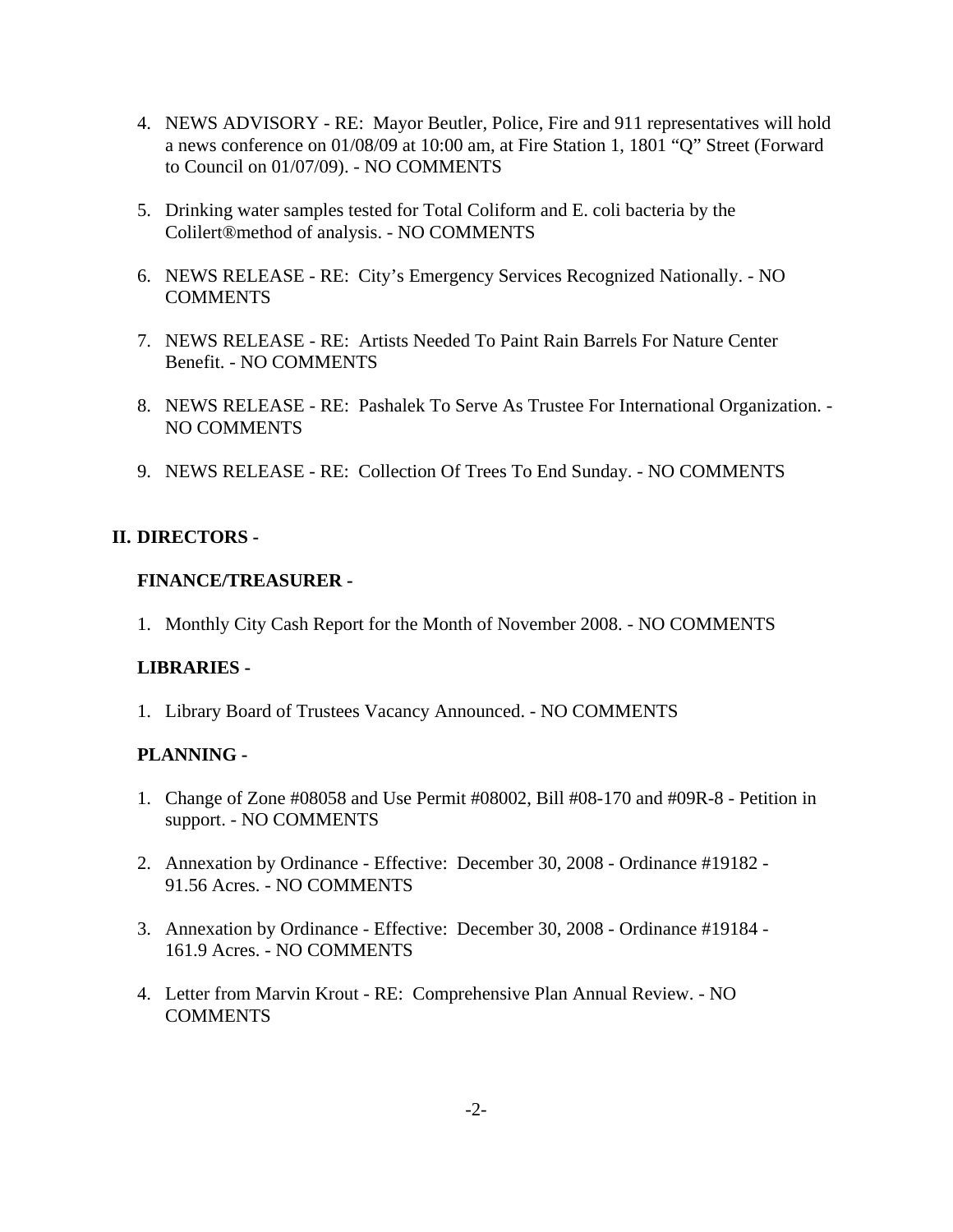4. NEWS ADVISORY - RE: Mayor Beutler, Police, Fire and 911 representatives will hold a news conference on 01/08/09 at 10:00 am, at Fire Station 1, 1801 "Q" Street (Forward to Council on 01/07/09). - NO COMMENTS

5. Drinking water samples tested for Total Coliform and E. coli bacteria by the Colilert®method of analysis. - NO COMMENTS

6. NEWS RELEASE - RE: City's Emergency Services Recognized Nationally. - NO COMMENTS

7. NEWS RELEASE - RE: Artists Needed To Paint Rain Barrels For Nature Center Benefit. - NO COMMENTS

8. NEWS RELEASE - RE: Pashalek To Serve As Trustee For International Organization. - NO COMMENTS

9. NEWS RELEASE - RE: Collection Of Trees To End Sunday. - NO COMMENTS

## II. DIRECTORS -

### FINANCE/TREASURER -

1. Monthly City Cash Report for the Month of November 2008. - NO COMMENTS

### LIBRARIES -

1. Library Board of Trustees Vacancy Announced. - NO COMMENTS

### PLANNING -

1. Change of Zone #08058 and Use Permit #08002, Bill #08-170 and #09R-8 - Petition in support. - NO COMMENTS

2. Annexation by Ordinance - Effective: December 30, 2008 - Ordinance #19182 - 91.56 Acres. - NO COMMENTS

3. Annexation by Ordinance - Effective: December 30, 2008 - Ordinance #19184 - 161.9 Acres. - NO COMMENTS

4. Letter from Marvin Krout - RE: Comprehensive Plan Annual Review. - NO COMMENTS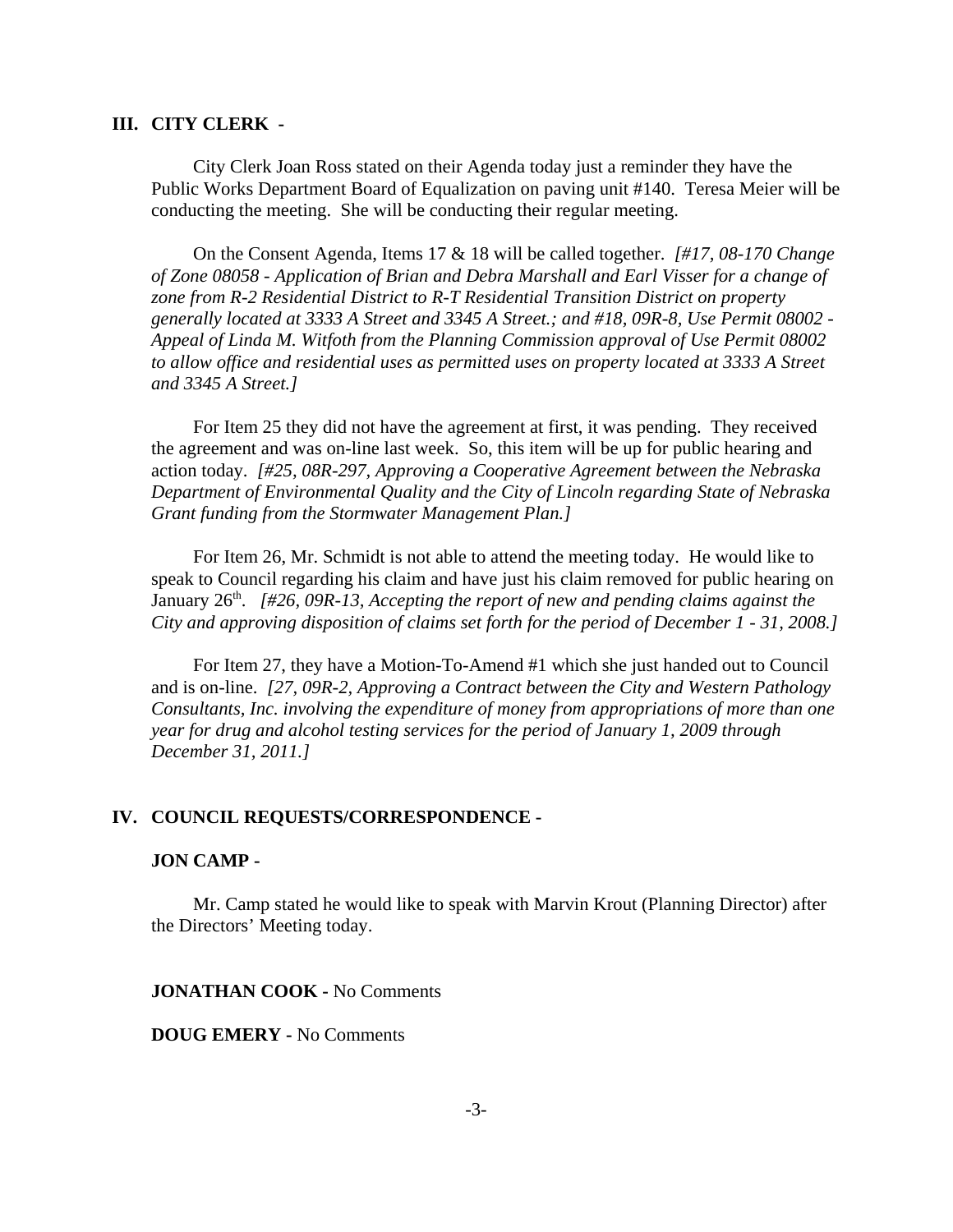## III. CITY CLERK -

City Clerk Joan Ross stated on their Agenda today just a reminder they have the Public Works Department Board of Equalization on paving unit #140. Teresa Meier will be conducting the meeting. She will be conducting their regular meeting.

On the Consent Agenda, Items 17 & 18 will be called together. *[#17, 08-170 Change of Zone 08058 - Application of Brian and Debra Marshall and Earl Visser for a change of zone from R-2 Residential District to R-T Residential Transition District on property generally located at 3333 A Street and 3345 A Street.; and #18, 09R-8, Use Permit 08002 - Appeal of Linda M. Witfoth from the Planning Commission approval of Use Permit 08002 to allow office and residential uses as permitted uses on property located at 3333 A Street and 3345 A Street.]*

For Item 25 they did not have the agreement at first, it was pending. They received the agreement and was on-line last week. So, this item will be up for public hearing and action today. *[#25, 08R-297, Approving a Cooperative Agreement between the Nebraska Department of Environmental Quality and the City of Lincoln regarding State of Nebraska Grant funding from the Stormwater Management Plan.]*

For Item 26, Mr. Schmidt is not able to attend the meeting today. He would like to speak to Council regarding his claim and have just his claim removed for public hearing on January 26th. *[#26, 09R-13, Accepting the report of new and pending claims against the City and approving disposition of claims set forth for the period of December 1 - 31, 2008.]*

For Item 27, they have a Motion-To-Amend #1 which she just handed out to Council and is on-line. *[27, 09R-2, Approving a Contract between the City and Western Pathology Consultants, Inc. involving the expenditure of money from appropriations of more than one year for drug and alcohol testing services for the period of January 1, 2009 through December 31, 2011.]*

## IV. COUNCIL REQUESTS/CORRESPONDENCE -

### JON CAMP -

Mr. Camp stated he would like to speak with Marvin Krout (Planning Director) after the Directors' Meeting today.

**JONATHAN COOK -** No Comments

**DOUG EMERY -** No Comments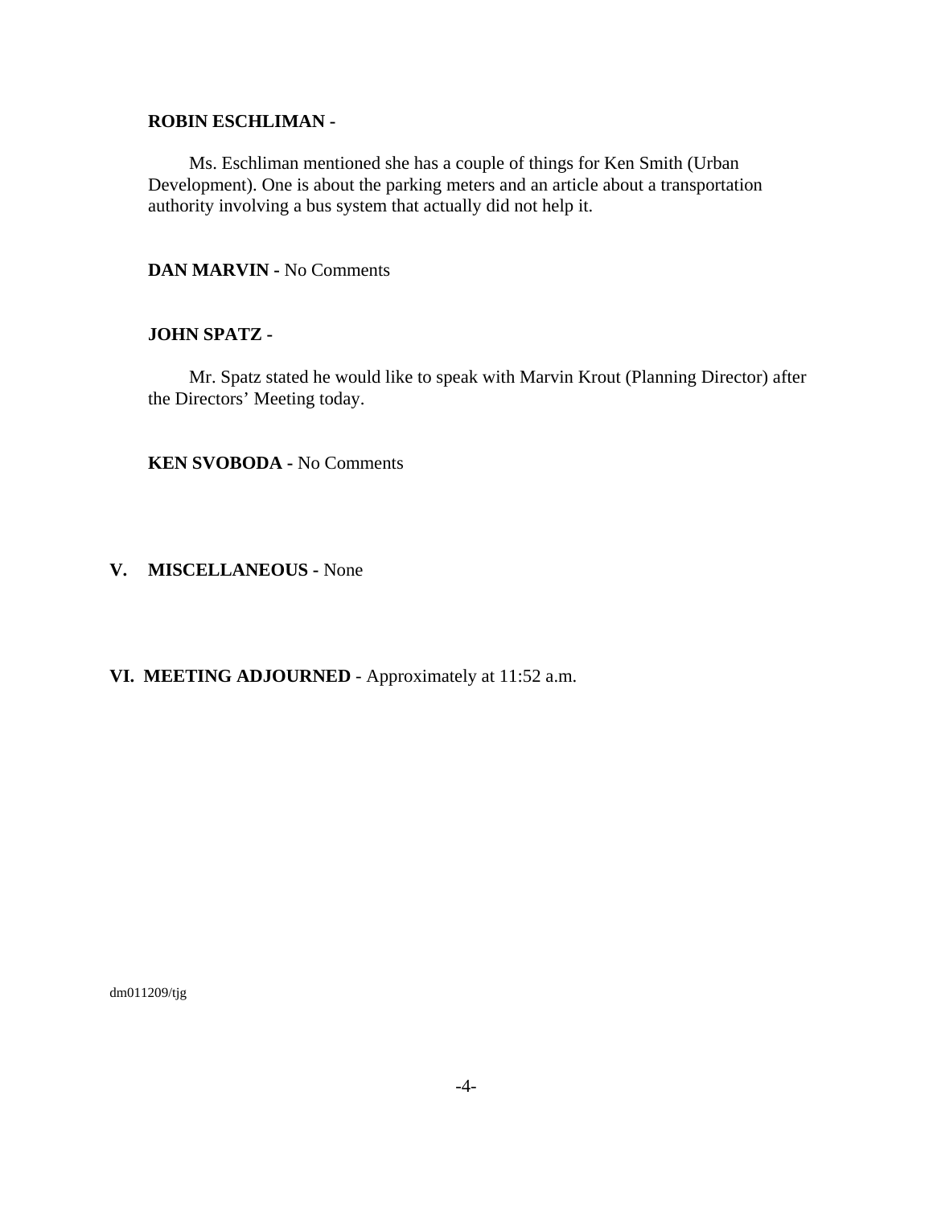**ROBIN ESCHLIMAN -**

Ms. Eschliman mentioned she has a couple of things for Ken Smith (Urban Development). One is about the parking meters and an article about a transportation authority involving a bus system that actually did not help it.

**DAN MARVIN -** No Comments

**JOHN SPATZ -**

Mr. Spatz stated he would like to speak with Marvin Krout (Planning Director) after the Directors' Meeting today.

**KEN SVOBODA -** No Comments

**V. MISCELLANEOUS -** None

**VI. MEETING ADJOURNED** - Approximately at 11:52 a.m.

dm011209/tjg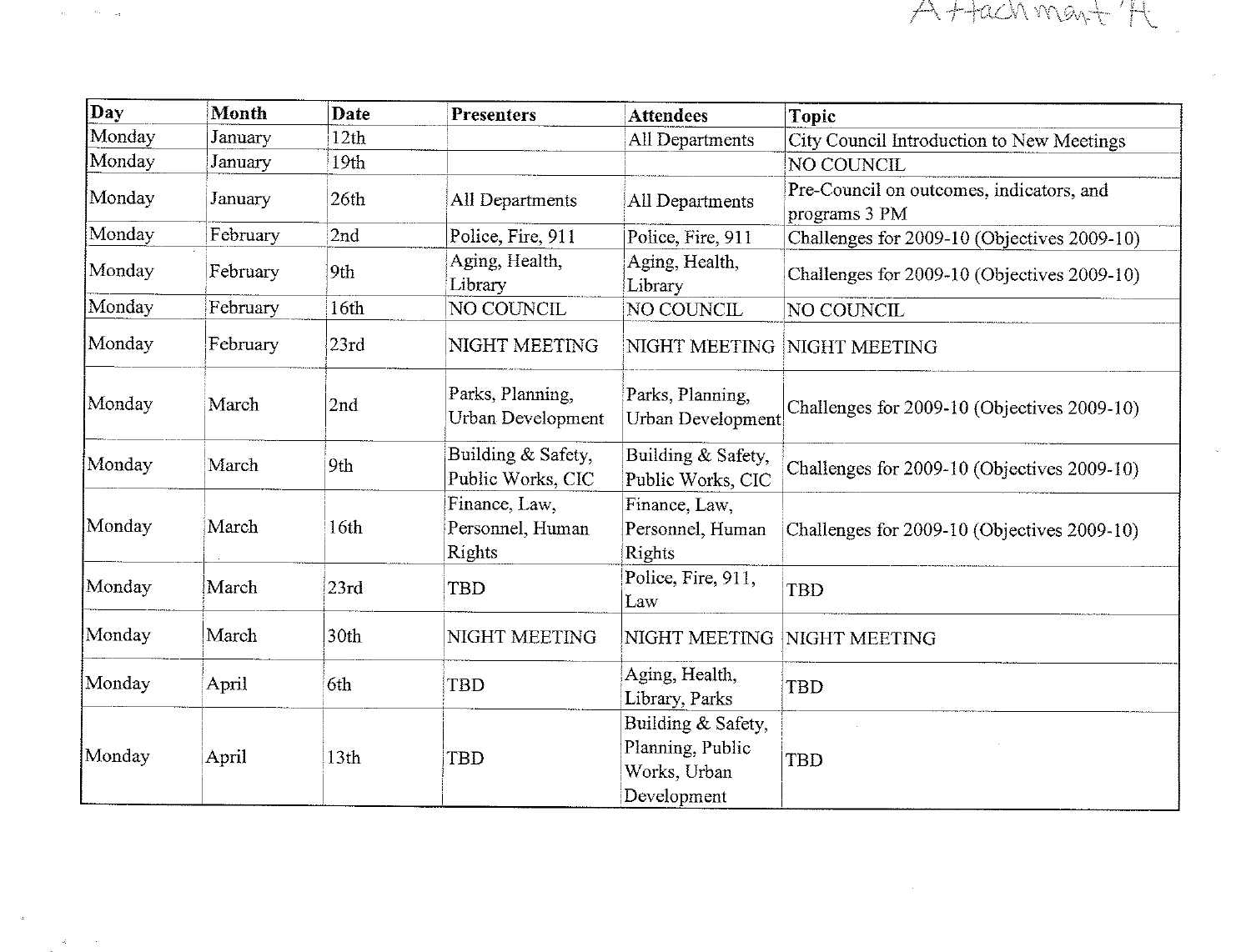Attachment 'H'

| Day | Month | Date | Presenters | Attendees | Topic |
|---|---|---|---|---|---|
| Monday | January | 12th | | All Departments | City Council Introduction to New Meetings |
| Monday | January | 19th | | | NO COUNCIL |
| Monday | January | 26th | All Departments | All Departments | Pre-Council on outcomes, indicators, and programs 3 PM |
| Monday | February | 2nd | Police, Fire, 911 | Police, Fire, 911 | Challenges for 2009-10 (Objectives 2009-10) |
| Monday | February | 9th | Aging, Health, Library | Aging, Health, Library | Challenges for 2009-10 (Objectives 2009-10) |
| Monday | February | 16th | NO COUNCIL | NO COUNCIL | NO COUNCIL |
| Monday | February | 23rd | NIGHT MEETING | NIGHT MEETING | NIGHT MEETING |
| Monday | March | 2nd | Parks, Planning, Urban Development | Parks, Planning, Urban Development | Challenges for 2009-10 (Objectives 2009-10) |
| Monday | March | 9th | Building & Safety, Public Works, CIC | Building & Safety, Public Works, CIC | Challenges for 2009-10 (Objectives 2009-10) |
| Monday | March | 16th | Finance, Law, Personnel, Human Rights | Finance, Law, Personnel, Human Rights | Challenges for 2009-10 (Objectives 2009-10) |
| Monday | March | 23rd | TBD | Police, Fire, 911, Law | TBD |
| Monday | March | 30th | NIGHT MEETING | NIGHT MEETING | NIGHT MEETING |
| Monday | April | 6th | TBD | Aging, Health, Library, Parks | TBD |
| Monday | April | 13th | TBD | Building & Safety, Planning, Public Works, Urban Development | TBD |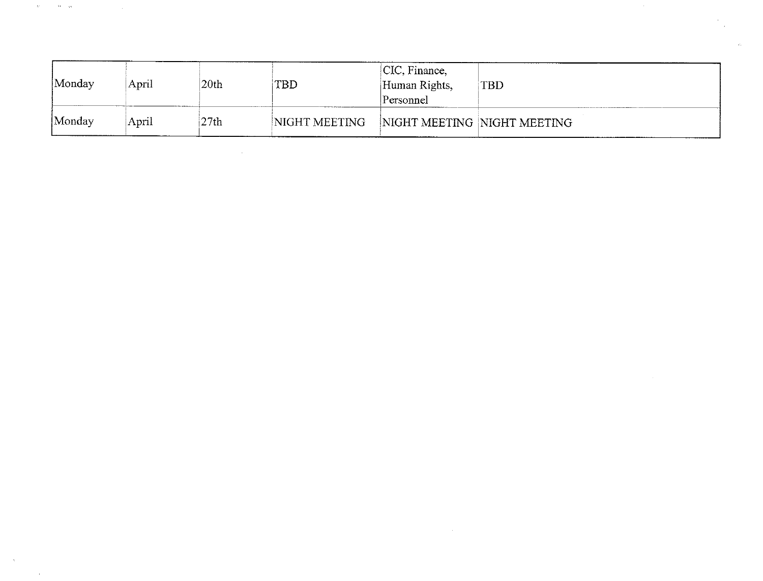| | | | | | |
|---|---|---|---|---|---|
| Monday | April | 20th | TBD | CIC, Finance, Human Rights, Personnel | TBD |
| Monday | April | 27th | NIGHT MEETING | NIGHT MEETING | NIGHT MEETING |